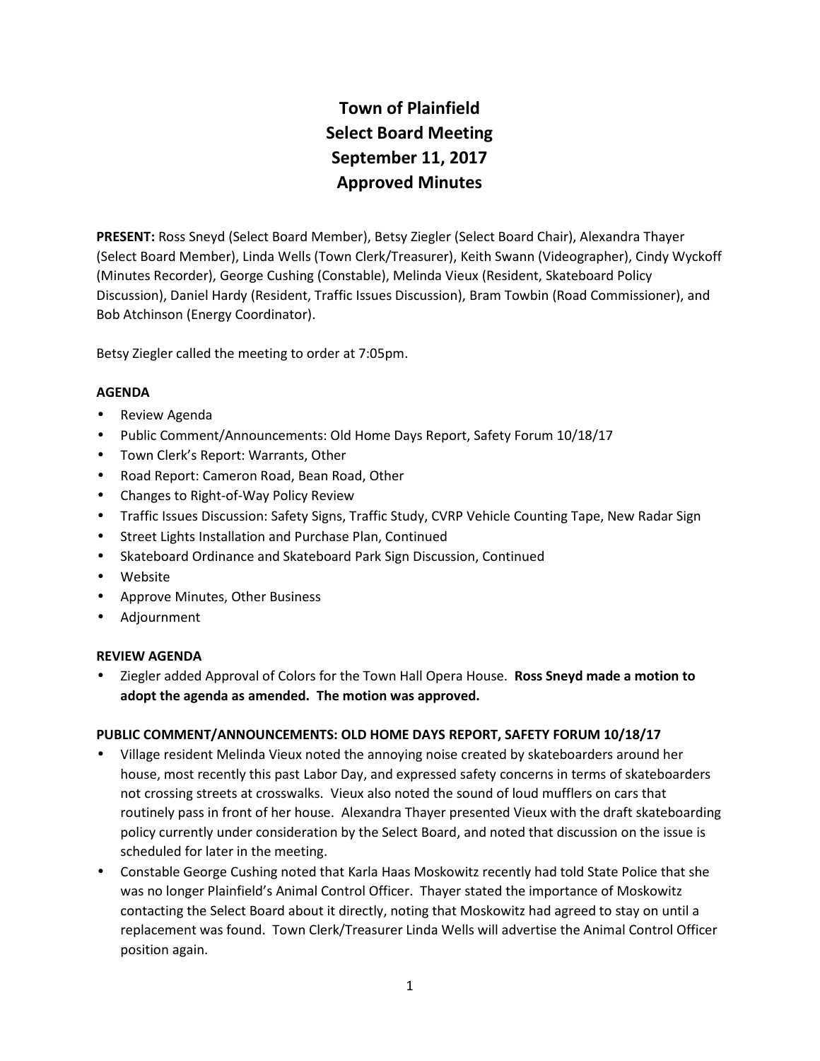# Town of Plainfield
# Select Board Meeting
# September 11, 2017
# Approved Minutes

**PRESENT:** Ross Sneyd (Select Board Member), Betsy Ziegler (Select Board Chair), Alexandra Thayer (Select Board Member), Linda Wells (Town Clerk/Treasurer), Keith Swann (Videographer), Cindy Wyckoff (Minutes Recorder), George Cushing (Constable), Melinda Vieux (Resident, Skateboard Policy Discussion), Daniel Hardy (Resident, Traffic Issues Discussion), Bram Towbin (Road Commissioner), and Bob Atchinson (Energy Coordinator).

Betsy Ziegler called the meeting to order at 7:05pm.

**AGENDA**

- Review Agenda
- Public Comment/Announcements: Old Home Days Report, Safety Forum 10/18/17
- Town Clerk's Report: Warrants, Other
- Road Report: Cameron Road, Bean Road, Other
- Changes to Right-of-Way Policy Review
- Traffic Issues Discussion: Safety Signs, Traffic Study, CVRP Vehicle Counting Tape, New Radar Sign
- Street Lights Installation and Purchase Plan, Continued
- Skateboard Ordinance and Skateboard Park Sign Discussion, Continued
- Website
- Approve Minutes, Other Business
- Adjournment

**REVIEW AGENDA**

- Ziegler added Approval of Colors for the Town Hall Opera House. **Ross Sneyd made a motion to adopt the agenda as amended. The motion was approved.**

**PUBLIC COMMENT/ANNOUNCEMENTS: OLD HOME DAYS REPORT, SAFETY FORUM 10/18/17**

- Village resident Melinda Vieux noted the annoying noise created by skateboarders around her house, most recently this past Labor Day, and expressed safety concerns in terms of skateboarders not crossing streets at crosswalks. Vieux also noted the sound of loud mufflers on cars that routinely pass in front of her house. Alexandra Thayer presented Vieux with the draft skateboarding policy currently under consideration by the Select Board, and noted that discussion on the issue is scheduled for later in the meeting.
- Constable George Cushing noted that Karla Haas Moskowitz recently had told State Police that she was no longer Plainfield's Animal Control Officer. Thayer stated the importance of Moskowitz contacting the Select Board about it directly, noting that Moskowitz had agreed to stay on until a replacement was found. Town Clerk/Treasurer Linda Wells will advertise the Animal Control Officer position again.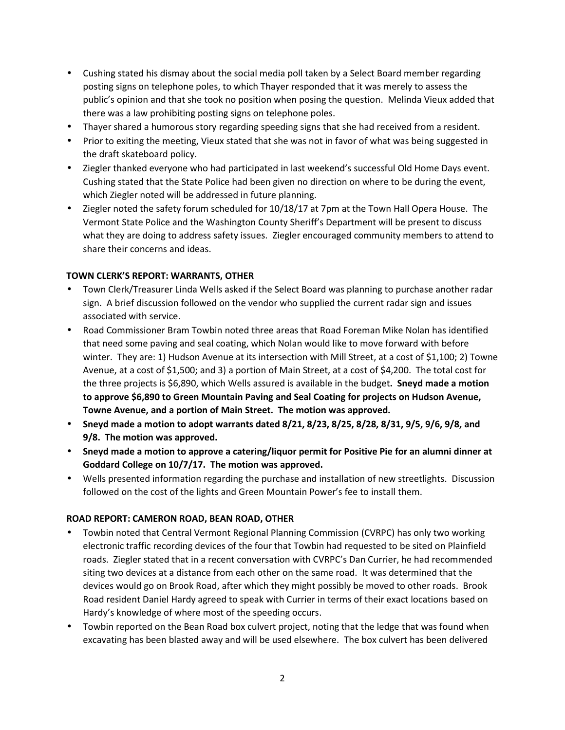- Cushing stated his dismay about the social media poll taken by a Select Board member regarding posting signs on telephone poles, to which Thayer responded that it was merely to assess the public's opinion and that she took no position when posing the question. Melinda Vieux added that there was a law prohibiting posting signs on telephone poles.
- Thayer shared a humorous story regarding speeding signs that she had received from a resident.
- Prior to exiting the meeting, Vieux stated that she was not in favor of what was being suggested in the draft skateboard policy.
- Ziegler thanked everyone who had participated in last weekend's successful Old Home Days event. Cushing stated that the State Police had been given no direction on where to be during the event, which Ziegler noted will be addressed in future planning.
- Ziegler noted the safety forum scheduled for 10/18/17 at 7pm at the Town Hall Opera House. The Vermont State Police and the Washington County Sheriff's Department will be present to discuss what they are doing to address safety issues. Ziegler encouraged community members to attend to share their concerns and ideas.

**TOWN CLERK'S REPORT: WARRANTS, OTHER**

- Town Clerk/Treasurer Linda Wells asked if the Select Board was planning to purchase another radar sign. A brief discussion followed on the vendor who supplied the current radar sign and issues associated with service.
- Road Commissioner Bram Towbin noted three areas that Road Foreman Mike Nolan has identified that need some paving and seal coating, which Nolan would like to move forward with before winter. They are: 1) Hudson Avenue at its intersection with Mill Street, at a cost of $1,100; 2) Towne Avenue, at a cost of $1,500; and 3) a portion of Main Street, at a cost of $4,200. The total cost for the three projects is $6,890, which Wells assured is available in the budget**. Sneyd made a motion to approve $6,890 to Green Mountain Paving and Seal Coating for projects on Hudson Avenue, Towne Avenue, and a portion of Main Street. The motion was approved.**
- **Sneyd made a motion to adopt warrants dated 8/21, 8/23, 8/25, 8/28, 8/31, 9/5, 9/6, 9/8, and 9/8. The motion was approved.**
- **Sneyd made a motion to approve a catering/liquor permit for Positive Pie for an alumni dinner at Goddard College on 10/7/17. The motion was approved.**
- Wells presented information regarding the purchase and installation of new streetlights. Discussion followed on the cost of the lights and Green Mountain Power's fee to install them.

**ROAD REPORT: CAMERON ROAD, BEAN ROAD, OTHER**

- Towbin noted that Central Vermont Regional Planning Commission (CVRPC) has only two working electronic traffic recording devices of the four that Towbin had requested to be sited on Plainfield roads. Ziegler stated that in a recent conversation with CVRPC's Dan Currier, he had recommended siting two devices at a distance from each other on the same road. It was determined that the devices would go on Brook Road, after which they might possibly be moved to other roads. Brook Road resident Daniel Hardy agreed to speak with Currier in terms of their exact locations based on Hardy's knowledge of where most of the speeding occurs.
- Towbin reported on the Bean Road box culvert project, noting that the ledge that was found when excavating has been blasted away and will be used elsewhere. The box culvert has been delivered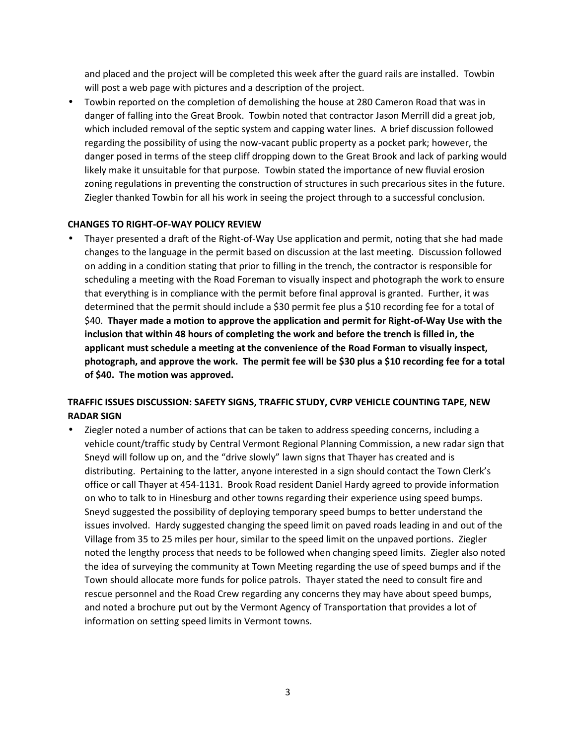and placed and the project will be completed this week after the guard rails are installed. Towbin will post a web page with pictures and a description of the project.

- Towbin reported on the completion of demolishing the house at 280 Cameron Road that was in danger of falling into the Great Brook. Towbin noted that contractor Jason Merrill did a great job, which included removal of the septic system and capping water lines. A brief discussion followed regarding the possibility of using the now-vacant public property as a pocket park; however, the danger posed in terms of the steep cliff dropping down to the Great Brook and lack of parking would likely make it unsuitable for that purpose. Towbin stated the importance of new fluvial erosion zoning regulations in preventing the construction of structures in such precarious sites in the future. Ziegler thanked Towbin for all his work in seeing the project through to a successful conclusion.

**CHANGES TO RIGHT-OF-WAY POLICY REVIEW**

- Thayer presented a draft of the Right-of-Way Use application and permit, noting that she had made changes to the language in the permit based on discussion at the last meeting. Discussion followed on adding in a condition stating that prior to filling in the trench, the contractor is responsible for scheduling a meeting with the Road Foreman to visually inspect and photograph the work to ensure that everything is in compliance with the permit before final approval is granted. Further, it was determined that the permit should include a $30 permit fee plus a $10 recording fee for a total of $40. **Thayer made a motion to approve the application and permit for Right-of-Way Use with the inclusion that within 48 hours of completing the work and before the trench is filled in, the applicant must schedule a meeting at the convenience of the Road Forman to visually inspect, photograph, and approve the work. The permit fee will be $30 plus a $10 recording fee for a total of $40. The motion was approved.**

**TRAFFIC ISSUES DISCUSSION: SAFETY SIGNS, TRAFFIC STUDY, CVRP VEHICLE COUNTING TAPE, NEW RADAR SIGN**

- Ziegler noted a number of actions that can be taken to address speeding concerns, including a vehicle count/traffic study by Central Vermont Regional Planning Commission, a new radar sign that Sneyd will follow up on, and the "drive slowly" lawn signs that Thayer has created and is distributing. Pertaining to the latter, anyone interested in a sign should contact the Town Clerk's office or call Thayer at 454-1131. Brook Road resident Daniel Hardy agreed to provide information on who to talk to in Hinesburg and other towns regarding their experience using speed bumps. Sneyd suggested the possibility of deploying temporary speed bumps to better understand the issues involved. Hardy suggested changing the speed limit on paved roads leading in and out of the Village from 35 to 25 miles per hour, similar to the speed limit on the unpaved portions. Ziegler noted the lengthy process that needs to be followed when changing speed limits. Ziegler also noted the idea of surveying the community at Town Meeting regarding the use of speed bumps and if the Town should allocate more funds for police patrols. Thayer stated the need to consult fire and rescue personnel and the Road Crew regarding any concerns they may have about speed bumps, and noted a brochure put out by the Vermont Agency of Transportation that provides a lot of information on setting speed limits in Vermont towns.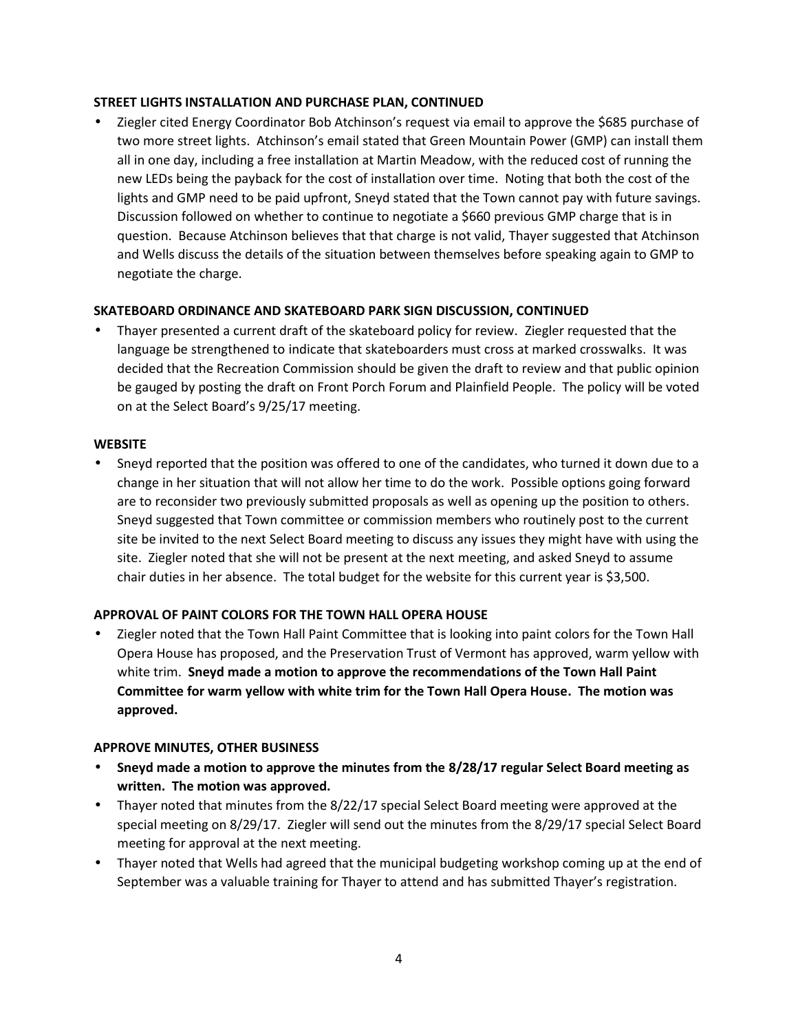**STREET LIGHTS INSTALLATION AND PURCHASE PLAN, CONTINUED**

- Ziegler cited Energy Coordinator Bob Atchinson's request via email to approve the $685 purchase of two more street lights. Atchinson's email stated that Green Mountain Power (GMP) can install them all in one day, including a free installation at Martin Meadow, with the reduced cost of running the new LEDs being the payback for the cost of installation over time. Noting that both the cost of the lights and GMP need to be paid upfront, Sneyd stated that the Town cannot pay with future savings. Discussion followed on whether to continue to negotiate a $660 previous GMP charge that is in question. Because Atchinson believes that that charge is not valid, Thayer suggested that Atchinson and Wells discuss the details of the situation between themselves before speaking again to GMP to negotiate the charge.

**SKATEBOARD ORDINANCE AND SKATEBOARD PARK SIGN DISCUSSION, CONTINUED**

- Thayer presented a current draft of the skateboard policy for review. Ziegler requested that the language be strengthened to indicate that skateboarders must cross at marked crosswalks. It was decided that the Recreation Commission should be given the draft to review and that public opinion be gauged by posting the draft on Front Porch Forum and Plainfield People. The policy will be voted on at the Select Board's 9/25/17 meeting.

**WEBSITE**

- Sneyd reported that the position was offered to one of the candidates, who turned it down due to a change in her situation that will not allow her time to do the work. Possible options going forward are to reconsider two previously submitted proposals as well as opening up the position to others. Sneyd suggested that Town committee or commission members who routinely post to the current site be invited to the next Select Board meeting to discuss any issues they might have with using the site. Ziegler noted that she will not be present at the next meeting, and asked Sneyd to assume chair duties in her absence. The total budget for the website for this current year is $3,500.

**APPROVAL OF PAINT COLORS FOR THE TOWN HALL OPERA HOUSE**

- Ziegler noted that the Town Hall Paint Committee that is looking into paint colors for the Town Hall Opera House has proposed, and the Preservation Trust of Vermont has approved, warm yellow with white trim. **Sneyd made a motion to approve the recommendations of the Town Hall Paint Committee for warm yellow with white trim for the Town Hall Opera House. The motion was approved.**

**APPROVE MINUTES, OTHER BUSINESS**

- **Sneyd made a motion to approve the minutes from the 8/28/17 regular Select Board meeting as written. The motion was approved.**
- Thayer noted that minutes from the 8/22/17 special Select Board meeting were approved at the special meeting on 8/29/17. Ziegler will send out the minutes from the 8/29/17 special Select Board meeting for approval at the next meeting.
- Thayer noted that Wells had agreed that the municipal budgeting workshop coming up at the end of September was a valuable training for Thayer to attend and has submitted Thayer's registration.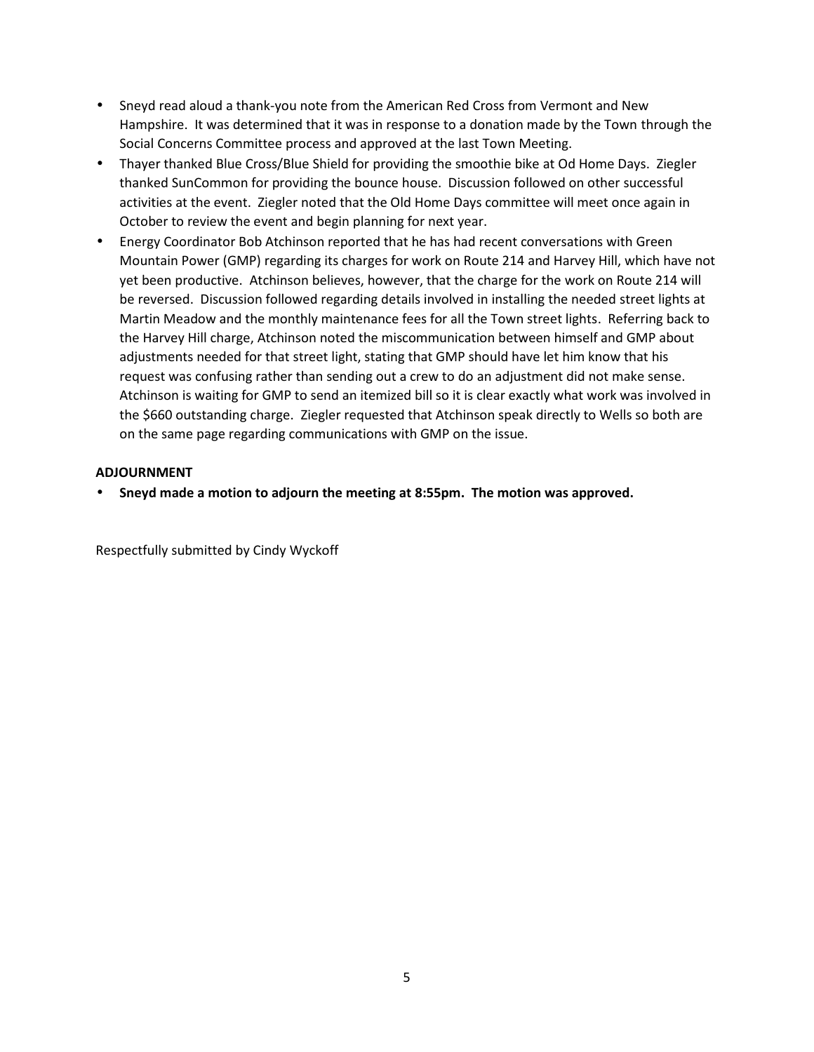- Sneyd read aloud a thank-you note from the American Red Cross from Vermont and New Hampshire. It was determined that it was in response to a donation made by the Town through the Social Concerns Committee process and approved at the last Town Meeting.
- Thayer thanked Blue Cross/Blue Shield for providing the smoothie bike at Od Home Days. Ziegler thanked SunCommon for providing the bounce house. Discussion followed on other successful activities at the event. Ziegler noted that the Old Home Days committee will meet once again in October to review the event and begin planning for next year.
- Energy Coordinator Bob Atchinson reported that he has had recent conversations with Green Mountain Power (GMP) regarding its charges for work on Route 214 and Harvey Hill, which have not yet been productive. Atchinson believes, however, that the charge for the work on Route 214 will be reversed. Discussion followed regarding details involved in installing the needed street lights at Martin Meadow and the monthly maintenance fees for all the Town street lights. Referring back to the Harvey Hill charge, Atchinson noted the miscommunication between himself and GMP about adjustments needed for that street light, stating that GMP should have let him know that his request was confusing rather than sending out a crew to do an adjustment did not make sense. Atchinson is waiting for GMP to send an itemized bill so it is clear exactly what work was involved in the $660 outstanding charge. Ziegler requested that Atchinson speak directly to Wells so both are on the same page regarding communications with GMP on the issue.

**ADJOURNMENT**

- **Sneyd made a motion to adjourn the meeting at 8:55pm. The motion was approved.**

Respectfully submitted by Cindy Wyckoff